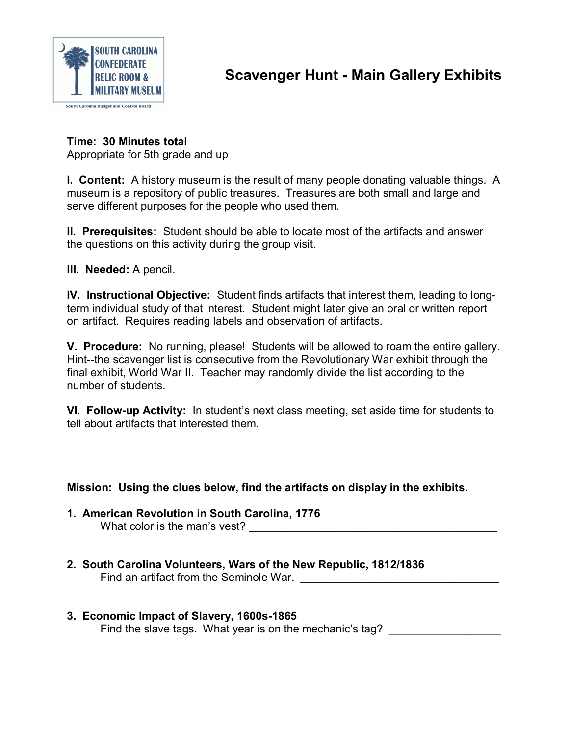SOUTH CAROLINA CONFEDERATE RELIC ROOM & MILITARY MUSEUM

South Carolina Budget and Control Board

# Scavenger Hunt - Main Gallery Exhibits

**Time: 30 Minutes total**
Appropriate for 5th grade and up

**I. Content:** A history museum is the result of many people donating valuable things. A museum is a repository of public treasures. Treasures are both small and large and serve different purposes for the people who used them.

**II. Prerequisites:** Student should be able to locate most of the artifacts and answer the questions on this activity during the group visit.

**III. Needed:** A pencil.

**IV. Instructional Objective:** Student finds artifacts that interest them, leading to long-term individual study of that interest. Student might later give an oral or written report on artifact. Requires reading labels and observation of artifacts.

**V. Procedure:** No running, please! Students will be allowed to roam the entire gallery. Hint--the scavenger list is consecutive from the Revolutionary War exhibit through the final exhibit, World War II. Teacher may randomly divide the list according to the number of students.

**VI. Follow-up Activity:** In student's next class meeting, set aside time for students to tell about artifacts that interested them.

**Mission: Using the clues below, find the artifacts on display in the exhibits.**

1. **American Revolution in South Carolina, 1776**
   What color is the man's vest? ___________________________________________

2. **South Carolina Volunteers, Wars of the New Republic, 1812/1836**
   Find an artifact from the Seminole War. ________________________________

3. **Economic Impact of Slavery, 1600s-1865**
   Find the slave tags. What year is on the mechanic's tag? __________________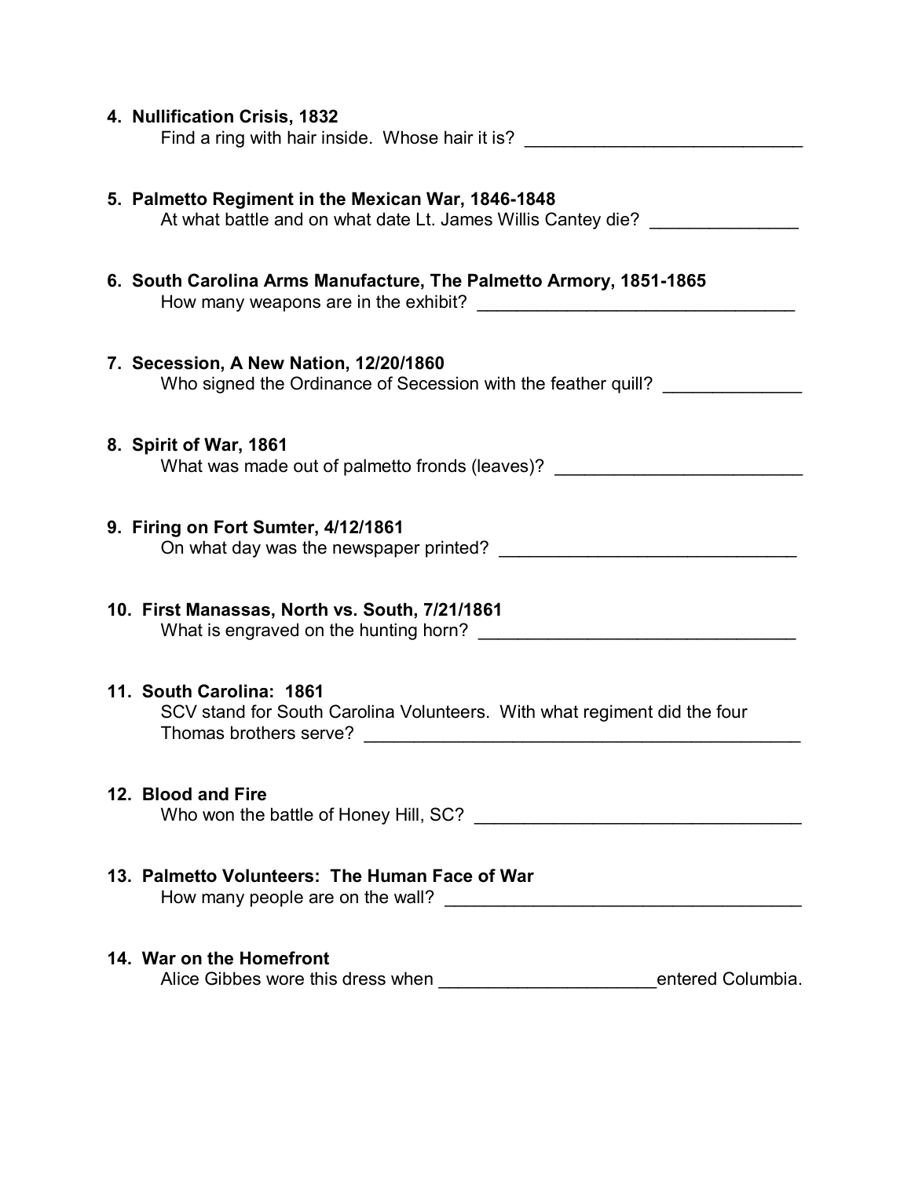4. **Nullification Crisis, 1832**
   Find a ring with hair inside. Whose hair it is? ____________________________

5. **Palmetto Regiment in the Mexican War, 1846-1848**
   At what battle and on what date Lt. James Willis Cantey die? _______________

6. **South Carolina Arms Manufacture, The Palmetto Armory, 1851-1865**
   How many weapons are in the exhibit? ________________________________

7. **Secession, A New Nation, 12/20/1860**
   Who signed the Ordinance of Secession with the feather quill? ______________

8. **Spirit of War, 1861**
   What was made out of palmetto fronds (leaves)? _________________________

9. **Firing on Fort Sumter, 4/12/1861**
   On what day was the newspaper printed? ______________________________

10. **First Manassas, North vs. South, 7/21/1861**
    What is engraved on the hunting horn? ________________________________

11. **South Carolina: 1861**
    SCV stand for South Carolina Volunteers. With what regiment did the four Thomas brothers serve? ______________________________________________

12. **Blood and Fire**
    Who won the battle of Honey Hill, SC? _________________________________

13. **Palmetto Volunteers: The Human Face of War**
    How many people are on the wall? ____________________________________

14. **War on the Homefront**
    Alice Gibbes wore this dress when ______________________entered Columbia.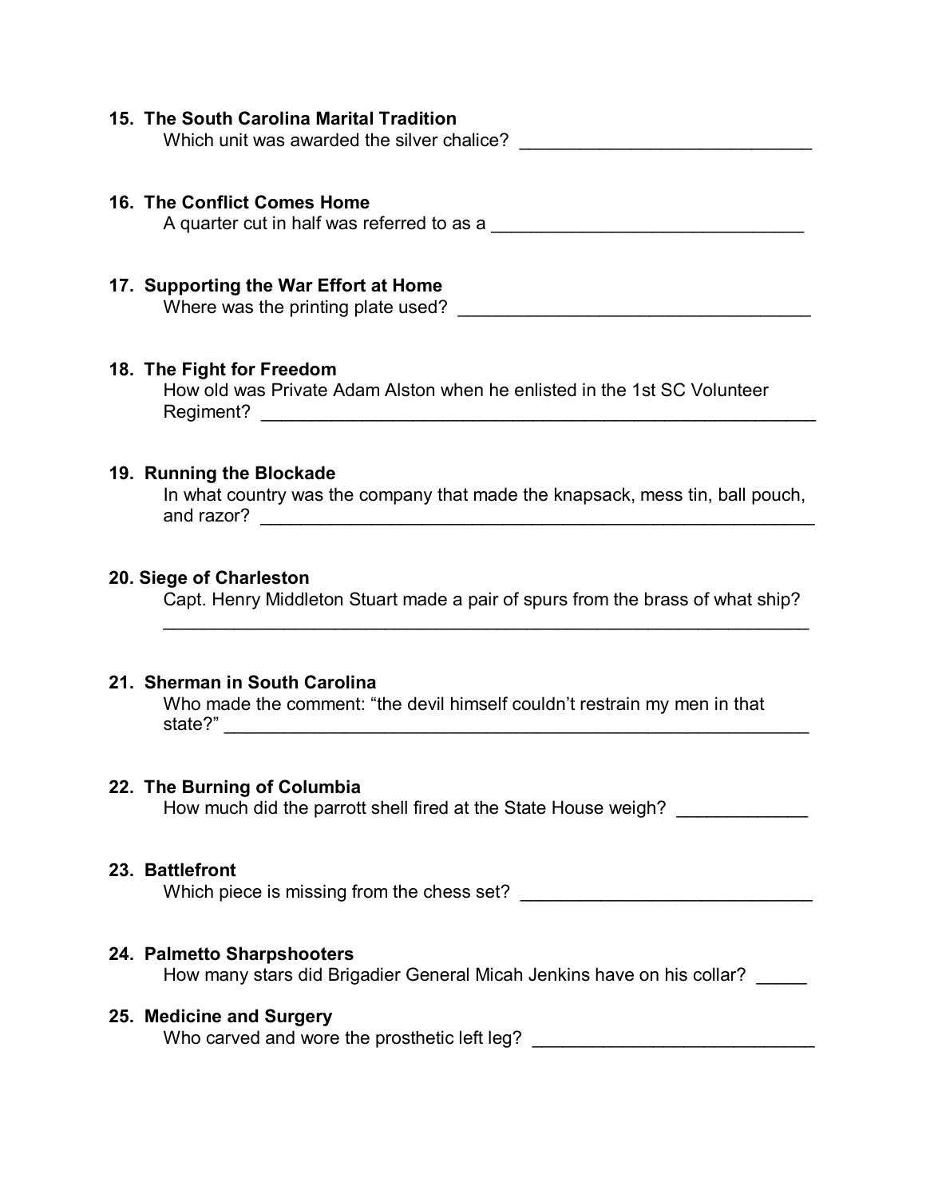**15. The South Carolina Marital Tradition**

Which unit was awarded the silver chalice? _____________________________

**16. The Conflict Comes Home**

A quarter cut in half was referred to as a _______________________________

**17. Supporting the War Effort at Home**

Where was the printing plate used? ___________________________________

**18. The Fight for Freedom**

How old was Private Adam Alston when he enlisted in the 1st SC Volunteer Regiment? _________________________________________________________

**19. Running the Blockade**

In what country was the company that made the knapsack, mess tin, ball pouch, and razor? _________________________________________________________

**20. Siege of Charleston**

Capt. Henry Middleton Stuart made a pair of spurs from the brass of what ship?

_________________________________________________________________

**21. Sherman in South Carolina**

Who made the comment: "the devil himself couldn't restrain my men in that state?" _____________________________________________________________

**22. The Burning of Columbia**

How much did the parrott shell fired at the State House weigh? _____________

**23. Battlefront**

Which piece is missing from the chess set? _____________________________

**24. Palmetto Sharpshooters**

How many stars did Brigadier General Micah Jenkins have on his collar? _____

**25. Medicine and Surgery**

Who carved and wore the prosthetic left leg? ____________________________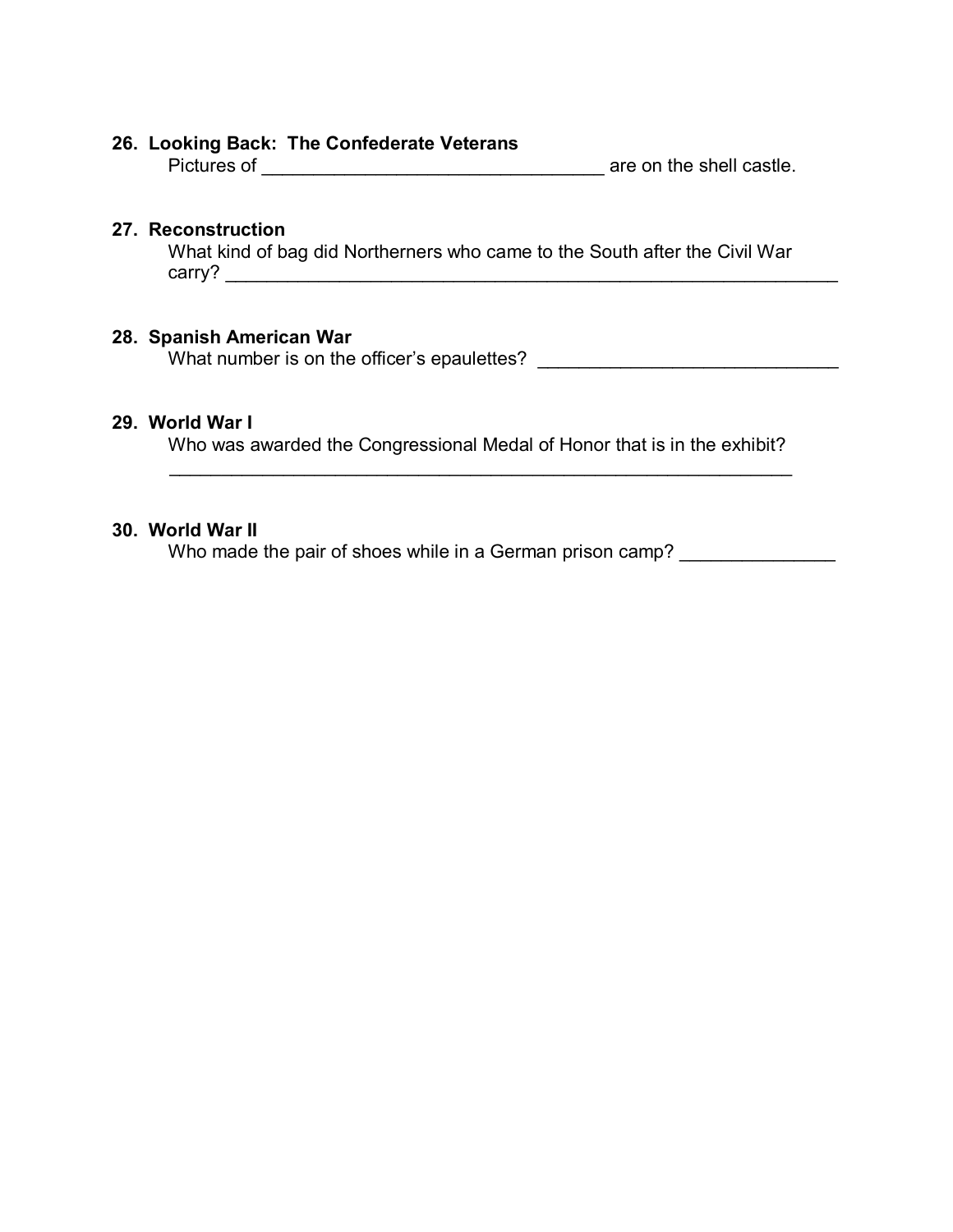**26. Looking Back: The Confederate Veterans**

Pictures of ________________________________ are on the shell castle.

**27. Reconstruction**

What kind of bag did Northerners who came to the South after the Civil War carry? __________________________________________________________

**28. Spanish American War**

What number is on the officer's epaulettes? ____________________________

**29. World War I**

Who was awarded the Congressional Medal of Honor that is in the exhibit?

__________________________________________________________

**30. World War II**

Who made the pair of shoes while in a German prison camp? ______________